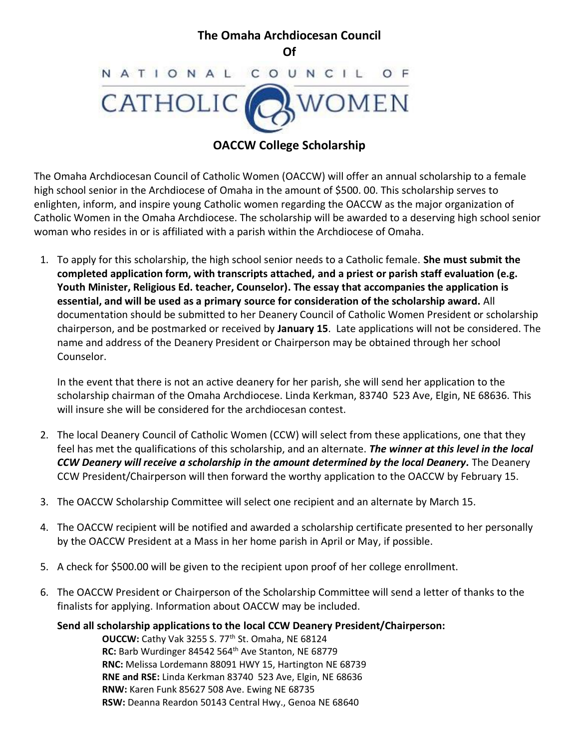# The Omaha Archdiocesan Council Of National Council of Catholic Women

## OACCW College Scholarship

The Omaha Archdiocesan Council of Catholic Women (OACCW) will offer an annual scholarship to a female high school senior in the Archdiocese of Omaha in the amount of $500. 00. This scholarship serves to enlighten, inform, and inspire young Catholic women regarding the OACCW as the major organization of Catholic Women in the Omaha Archdiocese. The scholarship will be awarded to a deserving high school senior woman who resides in or is affiliated with a parish within the Archdiocese of Omaha.

1. To apply for this scholarship, the high school senior needs to a Catholic female. **She must submit the completed application form, with transcripts attached, and a priest or parish staff evaluation (e.g. Youth Minister, Religious Ed. teacher, Counselor). The essay that accompanies the application is essential, and will be used as a primary source for consideration of the scholarship award.** All documentation should be submitted to her Deanery Council of Catholic Women President or scholarship chairperson, and be postmarked or received by **January 15**. Late applications will not be considered. The name and address of the Deanery President or Chairperson may be obtained through her school Counselor.

   In the event that there is not an active deanery for her parish, she will send her application to the scholarship chairman of the Omaha Archdiocese. Linda Kerkman, 83740 523 Ave, Elgin, NE 68636. This will insure she will be considered for the archdiocesan contest.

2. The local Deanery Council of Catholic Women (CCW) will select from these applications, one that they feel has met the qualifications of this scholarship, and an alternate. ***The winner at this level in the local CCW Deanery will receive a scholarship in the amount determined by the local Deanery.*** The Deanery CCW President/Chairperson will then forward the worthy application to the OACCW by February 15.

3. The OACCW Scholarship Committee will select one recipient and an alternate by March 15.

4. The OACCW recipient will be notified and awarded a scholarship certificate presented to her personally by the OACCW President at a Mass in her home parish in April or May, if possible.

5. A check for $500.00 will be given to the recipient upon proof of her college enrollment.

6. The OACCW President or Chairperson of the Scholarship Committee will send a letter of thanks to the finalists for applying. Information about OACCW may be included.

**Send all scholarship applications to the local CCW Deanery President/Chairperson:**

**OUCCW:** Cathy Vak 3255 S. 77th St. Omaha, NE 68124
**RC:** Barb Wurdinger 84542 564th Ave Stanton, NE 68779
**RNC:** Melissa Lordemann 88091 HWY 15, Hartington NE 68739
**RNE and RSE:** Linda Kerkman 83740 523 Ave, Elgin, NE 68636
**RNW:** Karen Funk 85627 508 Ave. Ewing NE 68735
**RSW:** Deanna Reardon 50143 Central Hwy., Genoa NE 68640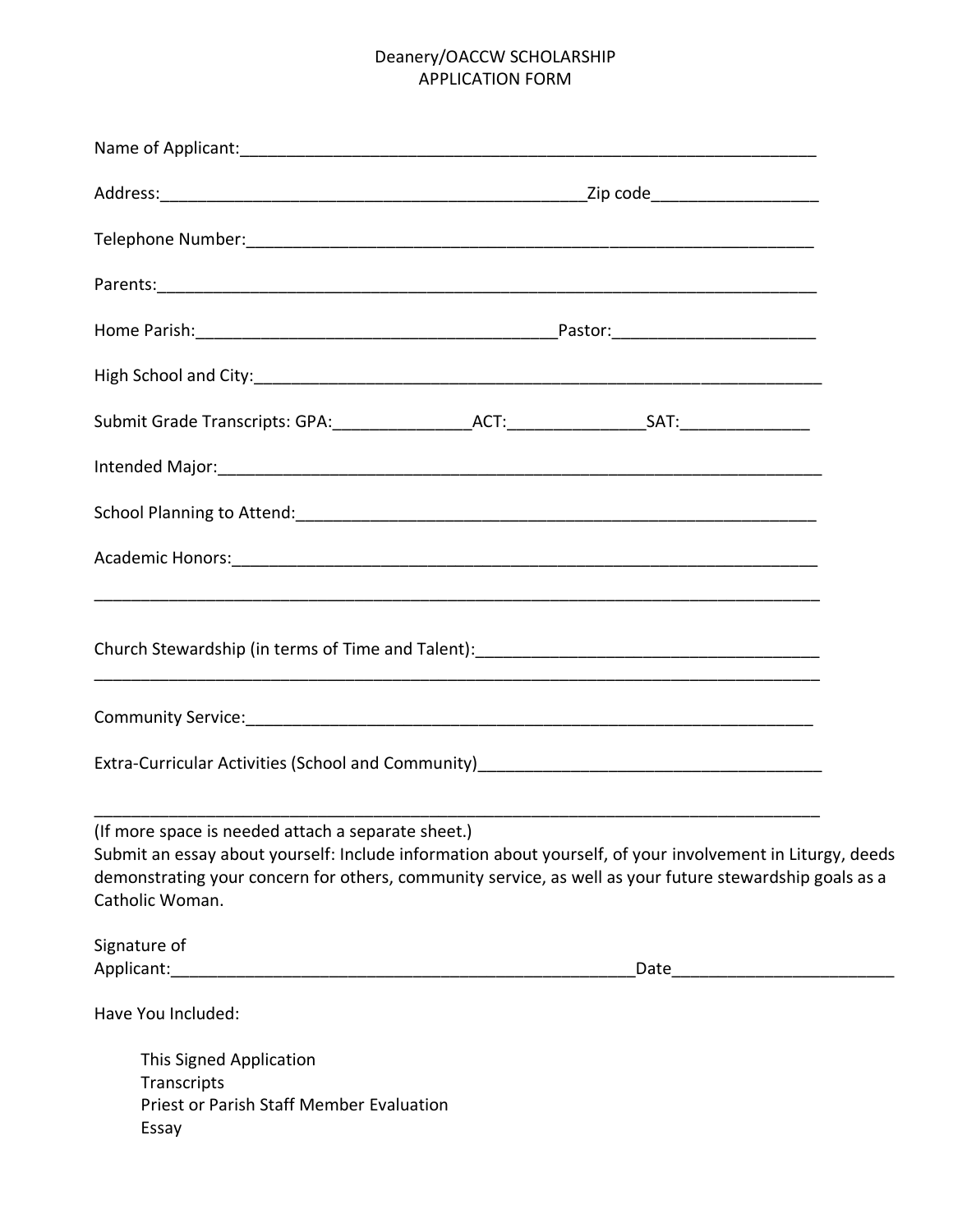# Deanery/OACCW SCHOLARSHIP
# APPLICATION FORM

Name of Applicant:_______________________________________________________________

Address:______________________________________________Zip code________________

Telephone Number:_______________________________________________________________

Parents:_____________________________________________________________________

Home Parish:____________________________________Pastor:____________________

High School and City:_____________________________________________________________

Submit Grade Transcripts: GPA:______________ACT:______________SAT:_____________

Intended Major:_________________________________________________________________

School Planning to Attend:_________________________________________________________

Academic Honors:_______________________________________________________________

_________________________________________________________________________

Church Stewardship (in terms of Time and Talent):___________________________________

_________________________________________________________________________

Community Service:______________________________________________________________

Extra-Curricular Activities (School and Community)___________________________________

_________________________________________________________________________

(If more space is needed attach a separate sheet.)
Submit an essay about yourself: Include information about yourself, of your involvement in Liturgy, deeds demonstrating your concern for others, community service, as well as your future stewardship goals as a Catholic Woman.

Signature of
Applicant:_______________________________________________Date______________________

Have You Included:

- This Signed Application
- Transcripts
- Priest or Parish Staff Member Evaluation
- Essay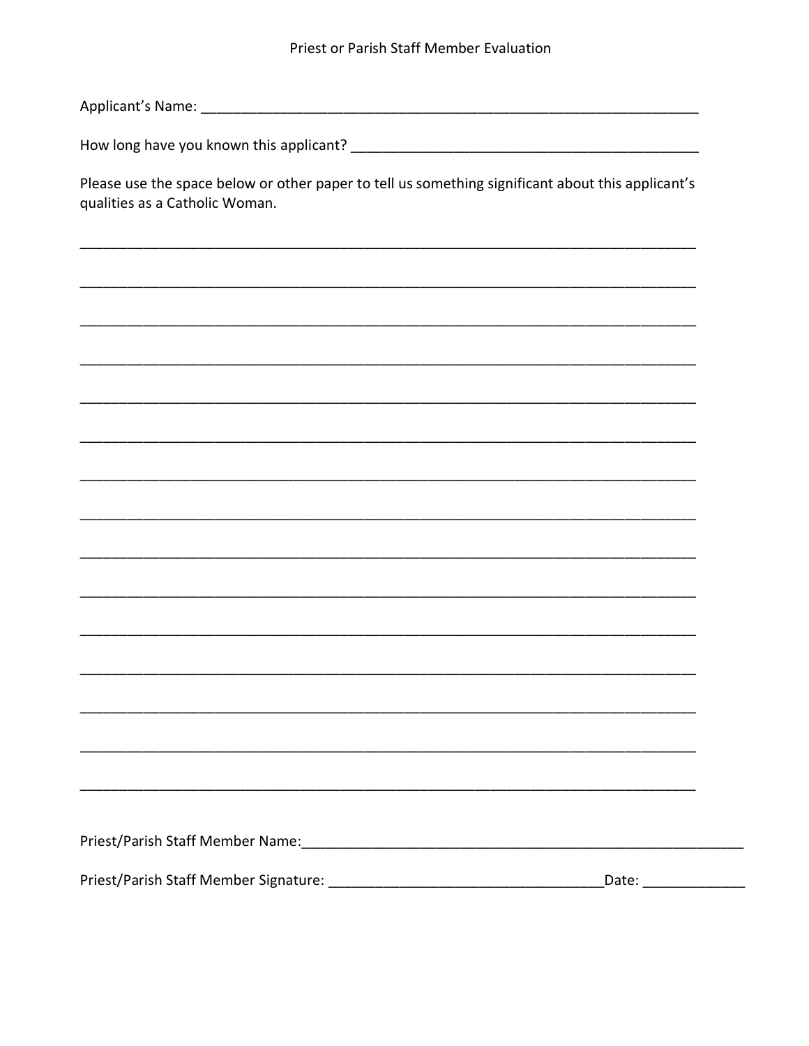# Priest or Parish Staff Member Evaluation

Applicant's Name: ___________________________________________________________________

How long have you known this applicant? _____________________________________________

Please use the space below or other paper to tell us something significant about this applicant's qualities as a Catholic Woman.

______________________________________________________________________________

______________________________________________________________________________

______________________________________________________________________________

______________________________________________________________________________

______________________________________________________________________________

______________________________________________________________________________

______________________________________________________________________________

______________________________________________________________________________

______________________________________________________________________________

______________________________________________________________________________

______________________________________________________________________________

______________________________________________________________________________

______________________________________________________________________________

______________________________________________________________________________

______________________________________________________________________________

Priest/Parish Staff Member Name:__________________________________________________________

Priest/Parish Staff Member Signature: ___________________________________Date: _____________